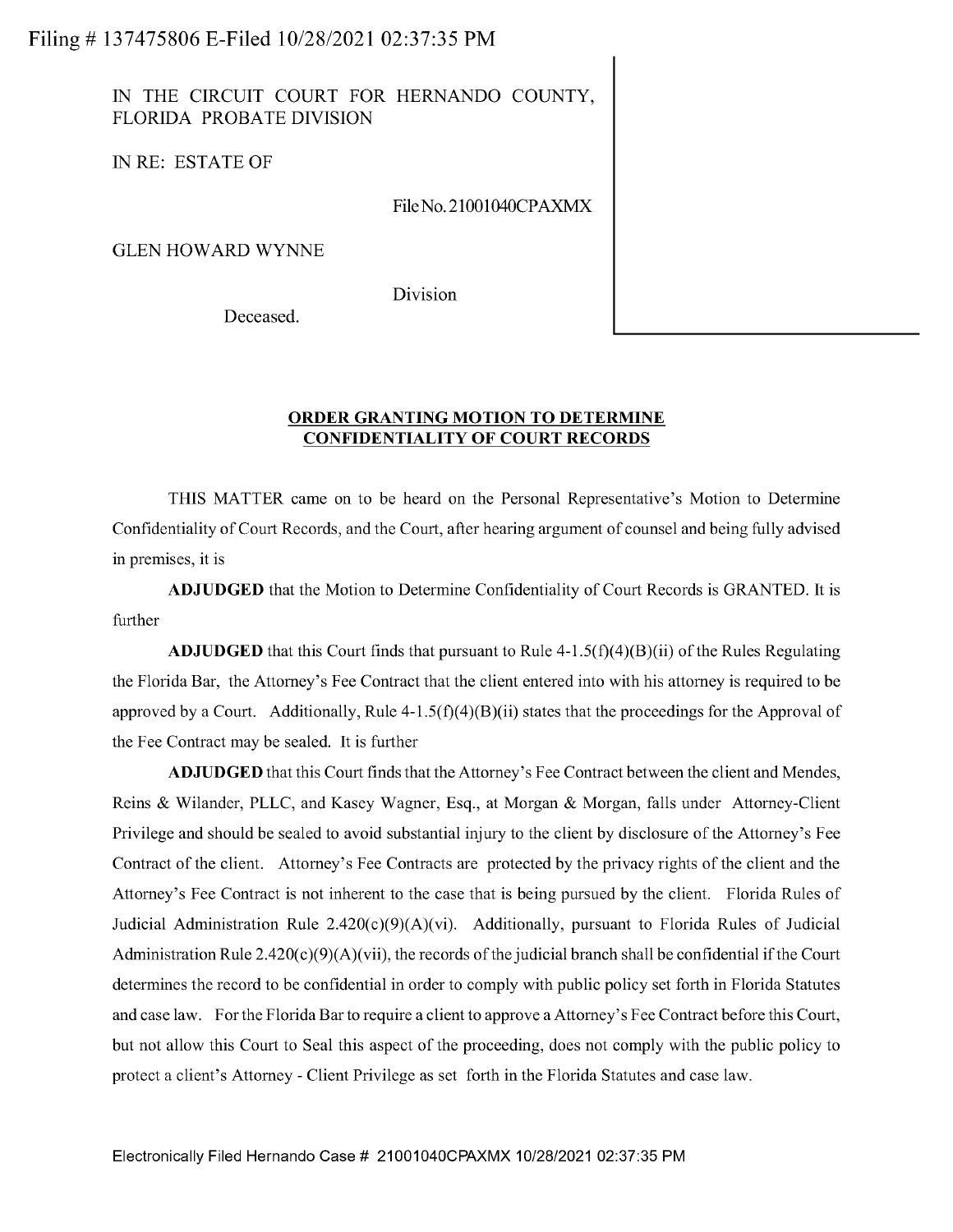Filing # 137475806 E-Filed 10/28/2021 02:37:35 PM

IN THE CIRCUIT COURT FOR HERNANDO COUNTY, FLORIDA PROBATE DIVISION

IN RE: ESTATE OF

File No. 21001040CPAXMX

GLEN HOWARD WYNNE

Division

Deceased.

**ORDER GRANTING MOTION TO DETERMINE CONFIDENTIALITY OF COURT RECORDS**

THIS MATTER came on to be heard on the Personal Representative's Motion to Determine Confidentiality of Court Records, and the Court, after hearing argument of counsel and being fully advised in premises, it is

**ADJUDGED** that the Motion to Determine Confidentiality of Court Records is GRANTED. It is further

**ADJUDGED** that this Court finds that pursuant to Rule 4-1.5(f)(4)(B)(ii) of the Rules Regulating the Florida Bar, the Attorney's Fee Contract that the client entered into with his attorney is required to be approved by a Court. Additionally, Rule 4-1.5(f)(4)(B)(ii) states that the proceedings for the Approval of the Fee Contract may be sealed. It is further

**ADJUDGED** that this Court finds that the Attorney's Fee Contract between the client and Mendes, Reins & Wilander, PLLC, and Kasey Wagner, Esq., at Morgan & Morgan, falls under Attorney-Client Privilege and should be sealed to avoid substantial injury to the client by disclosure of the Attorney's Fee Contract of the client. Attorney's Fee Contracts are protected by the privacy rights of the client and the Attorney's Fee Contract is not inherent to the case that is being pursued by the client. Florida Rules of Judicial Administration Rule 2.420(c)(9)(A)(vi). Additionally, pursuant to Florida Rules of Judicial Administration Rule 2.420(c)(9)(A)(vii), the records of the judicial branch shall be confidential if the Court determines the record to be confidential in order to comply with public policy set forth in Florida Statutes and case law. For the Florida Bar to require a client to approve a Attorney's Fee Contract before this Court, but not allow this Court to Seal this aspect of the proceeding, does not comply with the public policy to protect a client's Attorney - Client Privilege as set forth in the Florida Statutes and case law.

Electronically Filed Hernando Case # 21001040CPAXMX 10/28/2021 02:37:35 PM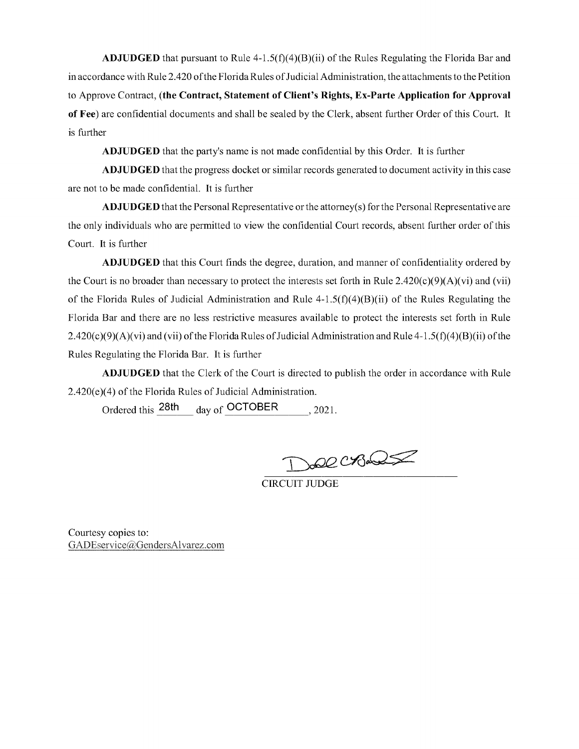**ADJUDGED** that pursuant to Rule 4-1.5(f)(4)(B)(ii) of the Rules Regulating the Florida Bar and in accordance with Rule 2.420 of the Florida Rules of Judicial Administration, the attachments to the Petition to Approve Contract, (**the Contract, Statement of Client's Rights, Ex-Parte Application for Approval of Fee**) are confidential documents and shall be sealed by the Clerk, absent further Order of this Court. It is further

**ADJUDGED** that the party's name is not made confidential by this Order. It is further

**ADJUDGED** that the progress docket or similar records generated to document activity in this case are not to be made confidential. It is further

**ADJUDGED** that the Personal Representative or the attorney(s) for the Personal Representative are the only individuals who are permitted to view the confidential Court records, absent further order of this Court. It is further

**ADJUDGED** that this Court finds the degree, duration, and manner of confidentiality ordered by the Court is no broader than necessary to protect the interests set forth in Rule 2.420(c)(9)(A)(vi) and (vii) of the Florida Rules of Judicial Administration and Rule 4-1.5(f)(4)(B)(ii) of the Rules Regulating the Florida Bar and there are no less restrictive measures available to protect the interests set forth in Rule 2.420(c)(9)(A)(vi) and (vii) of the Florida Rules of Judicial Administration and Rule 4-1.5(f)(4)(B)(ii) of the Rules Regulating the Florida Bar. It is further

**ADJUDGED** that the Clerk of the Court is directed to publish the order in accordance with Rule 2.420(e)(4) of the Florida Rules of Judicial Administration.

Ordered this 28th day of OCTOBER, 2021.

CIRCUIT JUDGE

Courtesy copies to:
GADEservice@GendersAlvarez.com